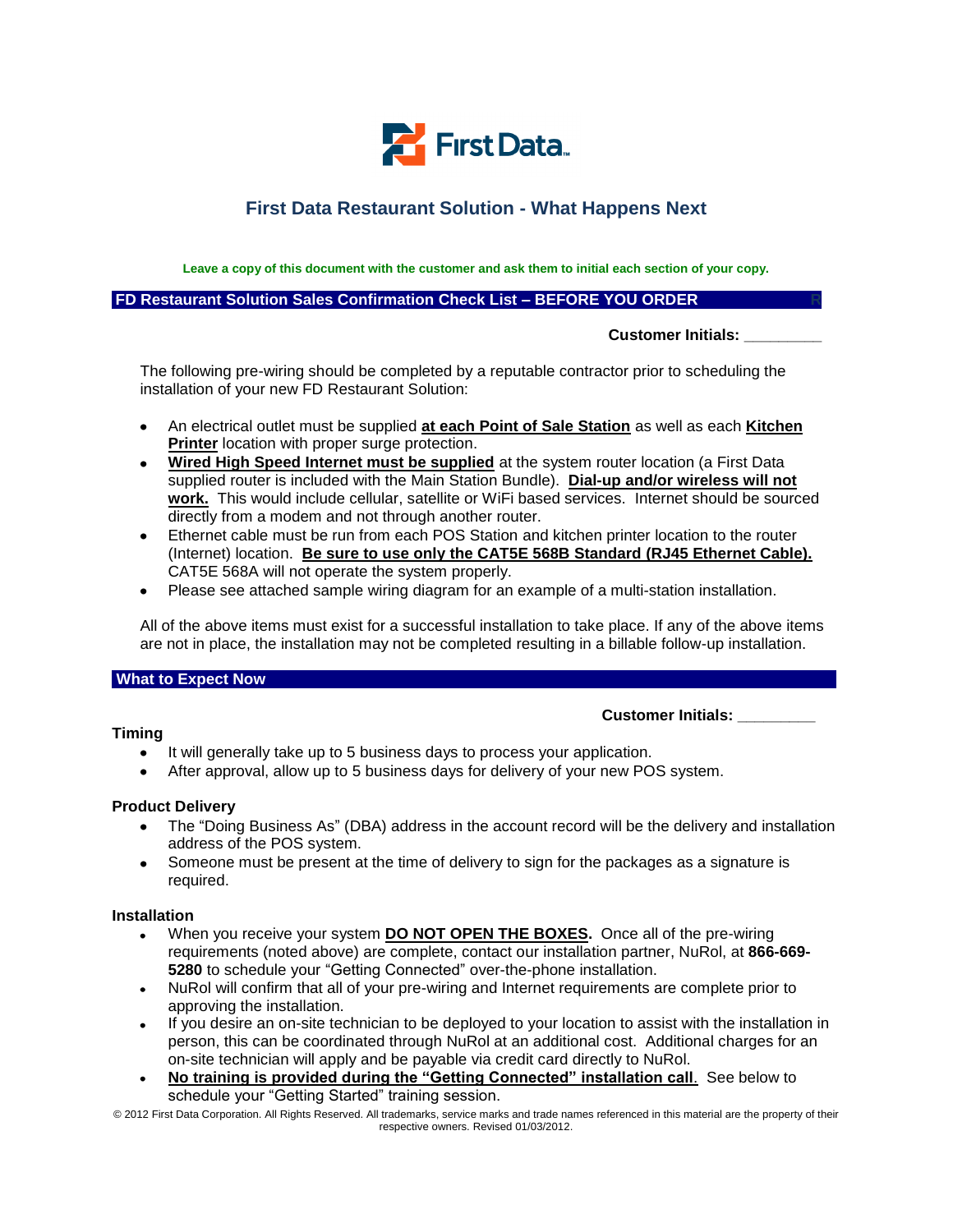First Data

# First Data Restaurant Solution - What Happens Next

**Leave a copy of this document with the customer and ask them to initial each section of your copy.**

## FD Restaurant Solution Sales Confirmation Check List – BEFORE YOU ORDER

**Customer Initials: _________**

The following pre-wiring should be completed by a reputable contractor prior to scheduling the installation of your new FD Restaurant Solution:

- An electrical outlet must be supplied **at each Point of Sale Station** as well as each **Kitchen Printer** location with proper surge protection.
- **Wired High Speed Internet must be supplied** at the system router location (a First Data supplied router is included with the Main Station Bundle). **Dial-up and/or wireless will not work.** This would include cellular, satellite or WiFi based services. Internet should be sourced directly from a modem and not through another router.
- Ethernet cable must be run from each POS Station and kitchen printer location to the router (Internet) location. **Be sure to use only the CAT5E 568B Standard (RJ45 Ethernet Cable).** CAT5E 568A will not operate the system properly.
- Please see attached sample wiring diagram for an example of a multi-station installation.

All of the above items must exist for a successful installation to take place. If any of the above items are not in place, the installation may not be completed resulting in a billable follow-up installation.

## What to Expect Now

**Customer Initials: _________**

### Timing

- It will generally take up to 5 business days to process your application.
- After approval, allow up to 5 business days for delivery of your new POS system.

### Product Delivery

- The "Doing Business As" (DBA) address in the account record will be the delivery and installation address of the POS system.
- Someone must be present at the time of delivery to sign for the packages as a signature is required.

### Installation

- When you receive your system **DO NOT OPEN THE BOXES.** Once all of the pre-wiring requirements (noted above) are complete, contact our installation partner, NuRol, at **866-669-5280** to schedule your "Getting Connected" over-the-phone installation.
- NuRol will confirm that all of your pre-wiring and Internet requirements are complete prior to approving the installation.
- If you desire an on-site technician to be deployed to your location to assist with the installation in person, this can be coordinated through NuRol at an additional cost. Additional charges for an on-site technician will apply and be payable via credit card directly to NuRol.
- **No training is provided during the "Getting Connected" installation call**. See below to schedule your "Getting Started" training session.

© 2012 First Data Corporation. All Rights Reserved. All trademarks, service marks and trade names referenced in this material are the property of their respective owners. Revised 01/03/2012.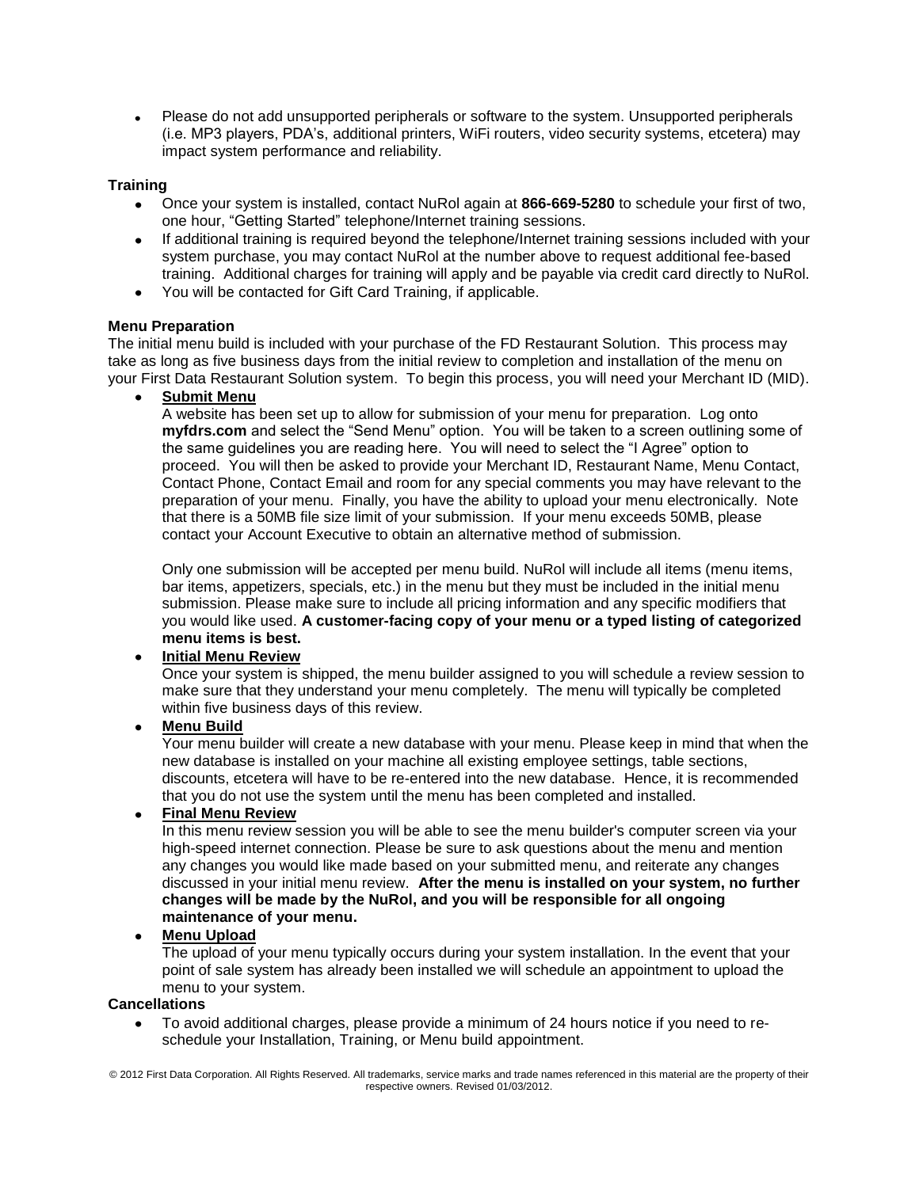- Please do not add unsupported peripherals or software to the system. Unsupported peripherals (i.e. MP3 players, PDA's, additional printers, WiFi routers, video security systems, etcetera) may impact system performance and reliability.

**Training**

- Once your system is installed, contact NuRol again at **866-669-5280** to schedule your first of two, one hour, "Getting Started" telephone/Internet training sessions.
- If additional training is required beyond the telephone/Internet training sessions included with your system purchase, you may contact NuRol at the number above to request additional fee-based training. Additional charges for training will apply and be payable via credit card directly to NuRol.
- You will be contacted for Gift Card Training, if applicable.

**Menu Preparation**

The initial menu build is included with your purchase of the FD Restaurant Solution. This process may take as long as five business days from the initial review to completion and installation of the menu on your First Data Restaurant Solution system. To begin this process, you will need your Merchant ID (MID).

- **Submit Menu**

  A website has been set up to allow for submission of your menu for preparation. Log onto **myfdrs.com** and select the "Send Menu" option. You will be taken to a screen outlining some of the same guidelines you are reading here. You will need to select the "I Agree" option to proceed. You will then be asked to provide your Merchant ID, Restaurant Name, Menu Contact, Contact Phone, Contact Email and room for any special comments you may have relevant to the preparation of your menu. Finally, you have the ability to upload your menu electronically. Note that there is a 50MB file size limit of your submission. If your menu exceeds 50MB, please contact your Account Executive to obtain an alternative method of submission.

  Only one submission will be accepted per menu build. NuRol will include all items (menu items, bar items, appetizers, specials, etc.) in the menu but they must be included in the initial menu submission. Please make sure to include all pricing information and any specific modifiers that you would like used. **A customer-facing copy of your menu or a typed listing of categorized menu items is best.**

- **Initial Menu Review**

  Once your system is shipped, the menu builder assigned to you will schedule a review session to make sure that they understand your menu completely. The menu will typically be completed within five business days of this review.

- **Menu Build**

  Your menu builder will create a new database with your menu. Please keep in mind that when the new database is installed on your machine all existing employee settings, table sections, discounts, etcetera will have to be re-entered into the new database. Hence, it is recommended that you do not use the system until the menu has been completed and installed.

- **Final Menu Review**

  In this menu review session you will be able to see the menu builder's computer screen via your high-speed internet connection. Please be sure to ask questions about the menu and mention any changes you would like made based on your submitted menu, and reiterate any changes discussed in your initial menu review. **After the menu is installed on your system, no further changes will be made by the NuRol, and you will be responsible for all ongoing maintenance of your menu.**

- **Menu Upload**

  The upload of your menu typically occurs during your system installation. In the event that your point of sale system has already been installed we will schedule an appointment to upload the menu to your system.

**Cancellations**

- To avoid additional charges, please provide a minimum of 24 hours notice if you need to re-schedule your Installation, Training, or Menu build appointment.

© 2012 First Data Corporation. All Rights Reserved. All trademarks, service marks and trade names referenced in this material are the property of their respective owners. Revised 01/03/2012.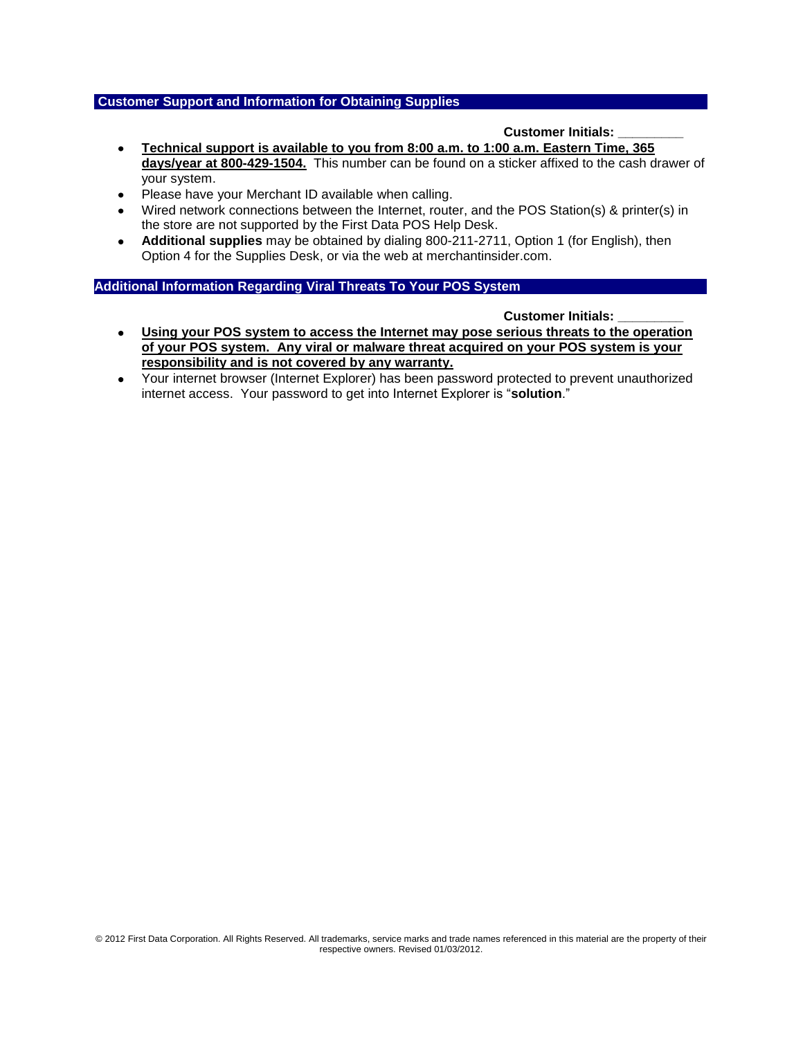## Customer Support and Information for Obtaining Supplies

**Customer Initials: _________**

- **Technical support is available to you from 8:00 a.m. to 1:00 a.m. Eastern Time, 365 days/year at 800-429-1504.** This number can be found on a sticker affixed to the cash drawer of your system.
- Please have your Merchant ID available when calling.
- Wired network connections between the Internet, router, and the POS Station(s) & printer(s) in the store are not supported by the First Data POS Help Desk.
- **Additional supplies** may be obtained by dialing 800-211-2711, Option 1 (for English), then Option 4 for the Supplies Desk, or via the web at merchantinsider.com.

## Additional Information Regarding Viral Threats To Your POS System

**Customer Initials: _________**

- **Using your POS system to access the Internet may pose serious threats to the operation of your POS system. Any viral or malware threat acquired on your POS system is your responsibility and is not covered by any warranty.**
- Your internet browser (Internet Explorer) has been password protected to prevent unauthorized internet access. Your password to get into Internet Explorer is "**solution**."

© 2012 First Data Corporation. All Rights Reserved. All trademarks, service marks and trade names referenced in this material are the property of their respective owners. Revised 01/03/2012.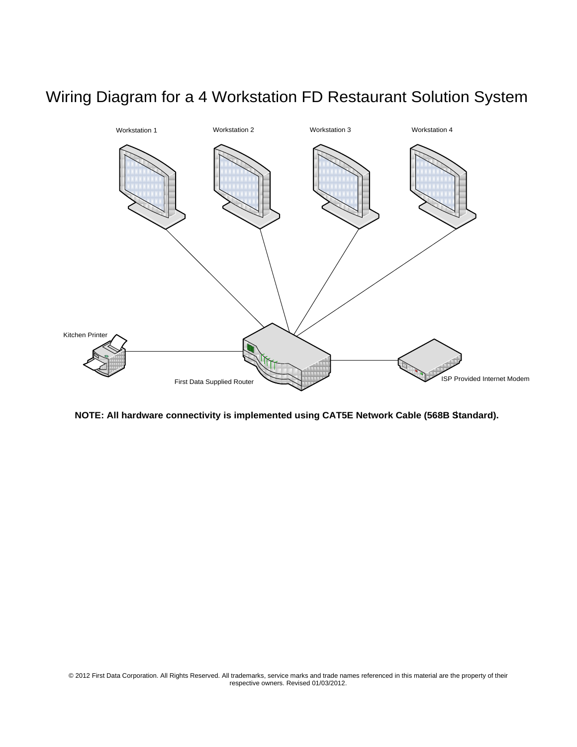# Wiring Diagram for a 4 Workstation FD Restaurant Solution System

Workstation 1

Workstation 2

Workstation 3

Workstation 4

Kitchen Printer

First Data Supplied Router

ISP Provided Internet Modem

**NOTE: All hardware connectivity is implemented using CAT5E Network Cable (568B Standard).**

© 2012 First Data Corporation. All Rights Reserved. All trademarks, service marks and trade names referenced in this material are the property of their respective owners. Revised 01/03/2012.